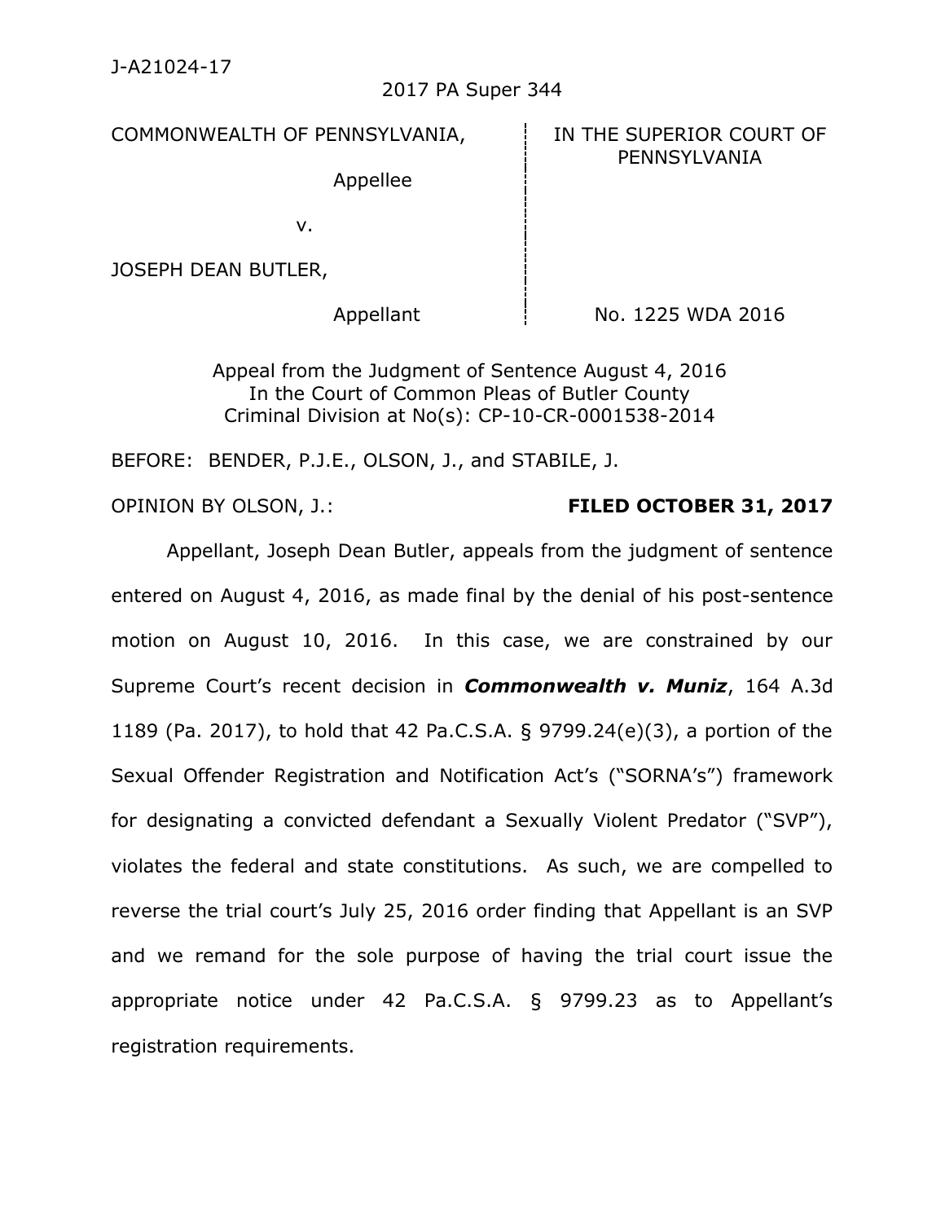J-A21024-17

2017 PA Super 344

| COMMONWEALTH OF PENNSYLVANIA, | IN THE SUPERIOR COURT OF PENNSYLVANIA |
|---|---|
| Appellee | |
| v. | |
| JOSEPH DEAN BUTLER, | |
| Appellant | No. 1225 WDA 2016 |

Appeal from the Judgment of Sentence August 4, 2016
In the Court of Common Pleas of Butler County
Criminal Division at No(s): CP-10-CR-0001538-2014

BEFORE: BENDER, P.J.E., OLSON, J., and STABILE, J.

OPINION BY OLSON, J.: **FILED OCTOBER 31, 2017**

Appellant, Joseph Dean Butler, appeals from the judgment of sentence entered on August 4, 2016, as made final by the denial of his post-sentence motion on August 10, 2016. In this case, we are constrained by our Supreme Court's recent decision in ***Commonwealth v. Muniz***, 164 A.3d 1189 (Pa. 2017), to hold that 42 Pa.C.S.A. § 9799.24(e)(3), a portion of the Sexual Offender Registration and Notification Act's ("SORNA's") framework for designating a convicted defendant a Sexually Violent Predator ("SVP"), violates the federal and state constitutions. As such, we are compelled to reverse the trial court's July 25, 2016 order finding that Appellant is an SVP and we remand for the sole purpose of having the trial court issue the appropriate notice under 42 Pa.C.S.A. § 9799.23 as to Appellant's registration requirements.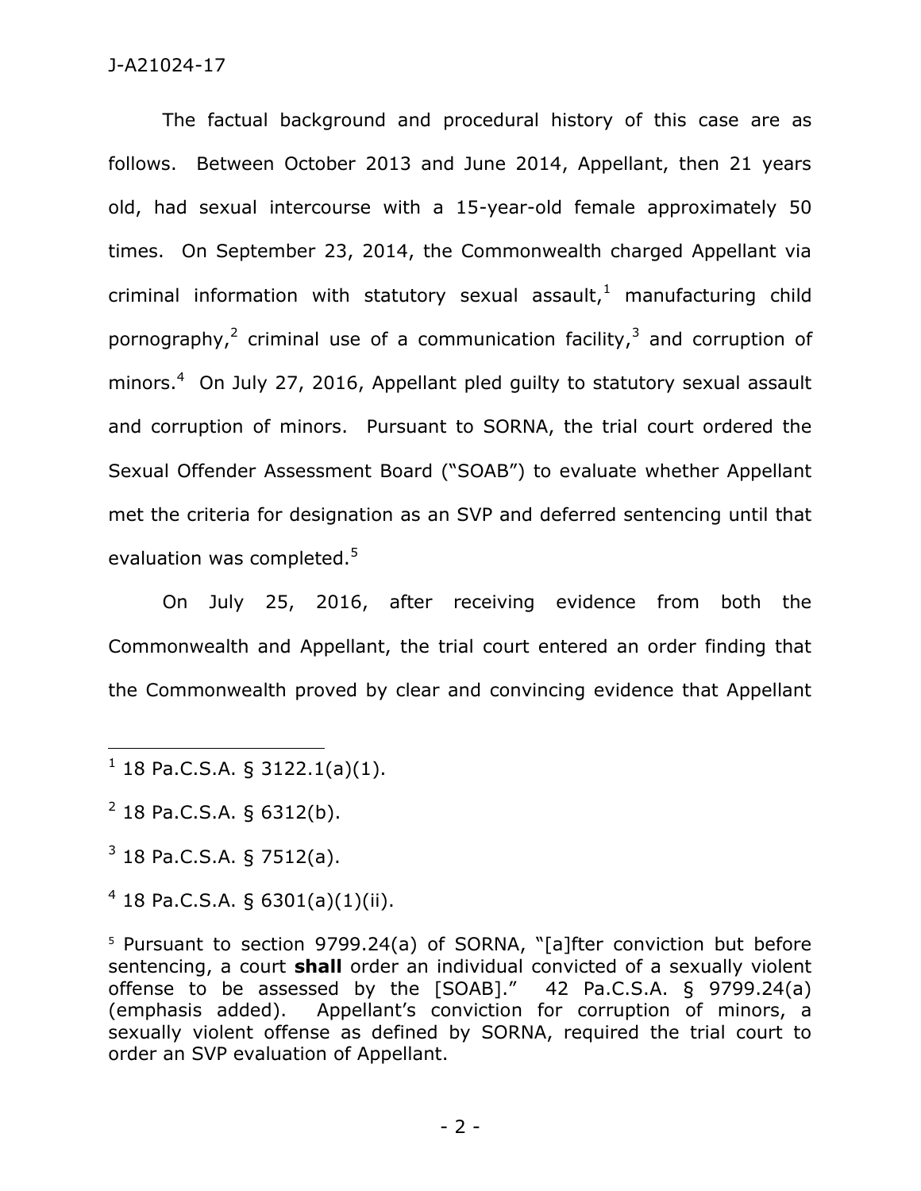The factual background and procedural history of this case are as follows. Between October 2013 and June 2014, Appellant, then 21 years old, had sexual intercourse with a 15-year-old female approximately 50 times. On September 23, 2014, the Commonwealth charged Appellant via criminal information with statutory sexual assault,[1] manufacturing child pornography,[2] criminal use of a communication facility,[3] and corruption of minors.[4] On July 27, 2016, Appellant pled guilty to statutory sexual assault and corruption of minors. Pursuant to SORNA, the trial court ordered the Sexual Offender Assessment Board ("SOAB") to evaluate whether Appellant met the criteria for designation as an SVP and deferred sentencing until that evaluation was completed.[5]

On July 25, 2016, after receiving evidence from both the Commonwealth and Appellant, the trial court entered an order finding that the Commonwealth proved by clear and convincing evidence that Appellant

---

[1] 18 Pa.C.S.A. § 3122.1(a)(1).

[2] 18 Pa.C.S.A. § 6312(b).

[3] 18 Pa.C.S.A. § 7512(a).

[4] 18 Pa.C.S.A. § 6301(a)(1)(ii).

[5] Pursuant to section 9799.24(a) of SORNA, "[a]fter conviction but before sentencing, a court **shall** order an individual convicted of a sexually violent offense to be assessed by the [SOAB]." 42 Pa.C.S.A. § 9799.24(a) (emphasis added). Appellant's conviction for corruption of minors, a sexually violent offense as defined by SORNA, required the trial court to order an SVP evaluation of Appellant.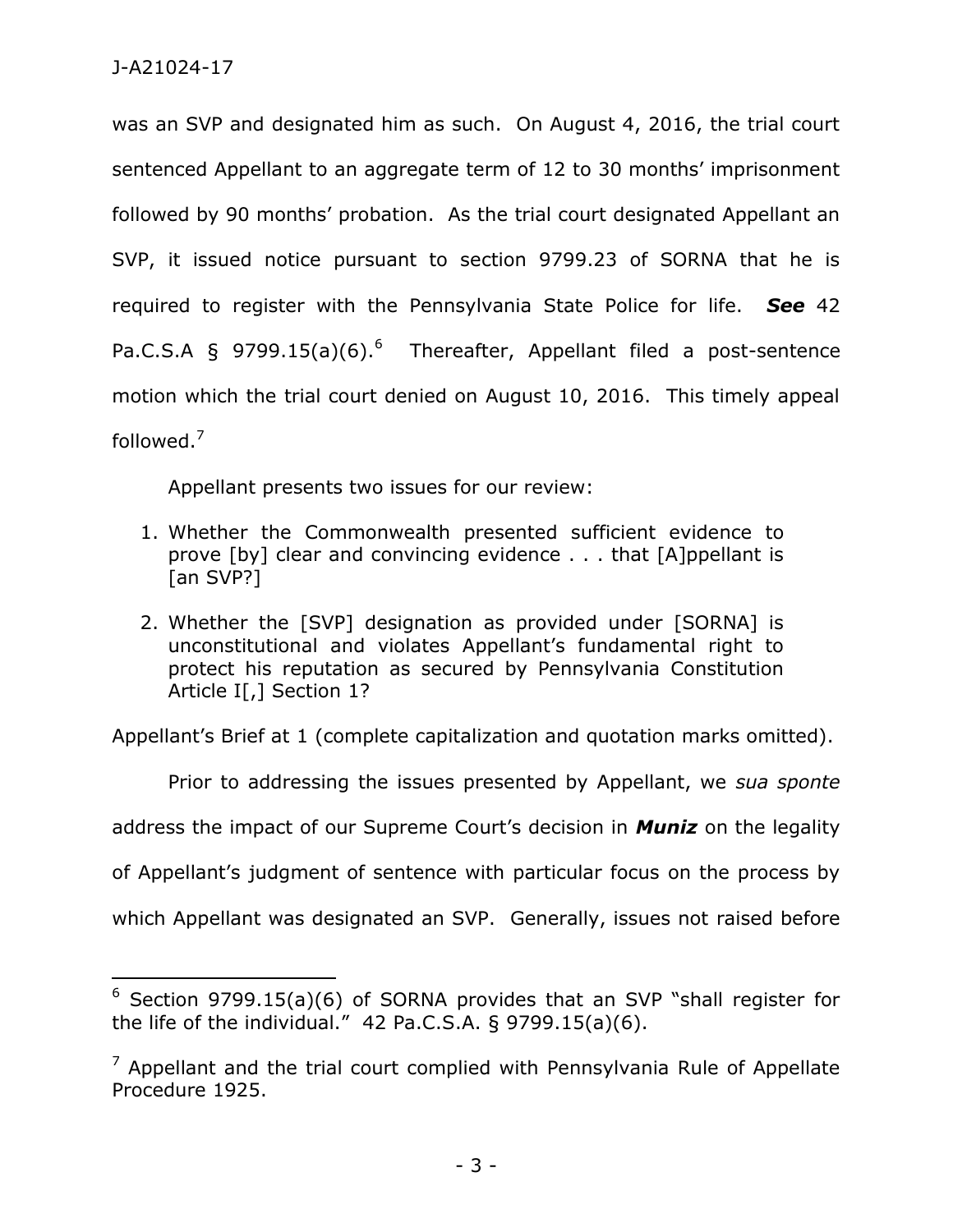was an SVP and designated him as such. On August 4, 2016, the trial court sentenced Appellant to an aggregate term of 12 to 30 months' imprisonment followed by 90 months' probation. As the trial court designated Appellant an SVP, it issued notice pursuant to section 9799.23 of SORNA that he is required to register with the Pennsylvania State Police for life. ***See*** 42 Pa.C.S.A § 9799.15(a)(6).[6] Thereafter, Appellant filed a post-sentence motion which the trial court denied on August 10, 2016. This timely appeal followed.[7]

Appellant presents two issues for our review:

1. Whether the Commonwealth presented sufficient evidence to prove [by] clear and convincing evidence . . . that [A]ppellant is [an SVP?]
2. Whether the [SVP] designation as provided under [SORNA] is unconstitutional and violates Appellant's fundamental right to protect his reputation as secured by Pennsylvania Constitution Article I[,] Section 1?

Appellant's Brief at 1 (complete capitalization and quotation marks omitted).

Prior to addressing the issues presented by Appellant, we *sua sponte* address the impact of our Supreme Court's decision in ***Muniz*** on the legality of Appellant's judgment of sentence with particular focus on the process by which Appellant was designated an SVP. Generally, issues not raised before

---

[6] Section 9799.15(a)(6) of SORNA provides that an SVP "shall register for the life of the individual." 42 Pa.C.S.A. § 9799.15(a)(6).

[7] Appellant and the trial court complied with Pennsylvania Rule of Appellate Procedure 1925.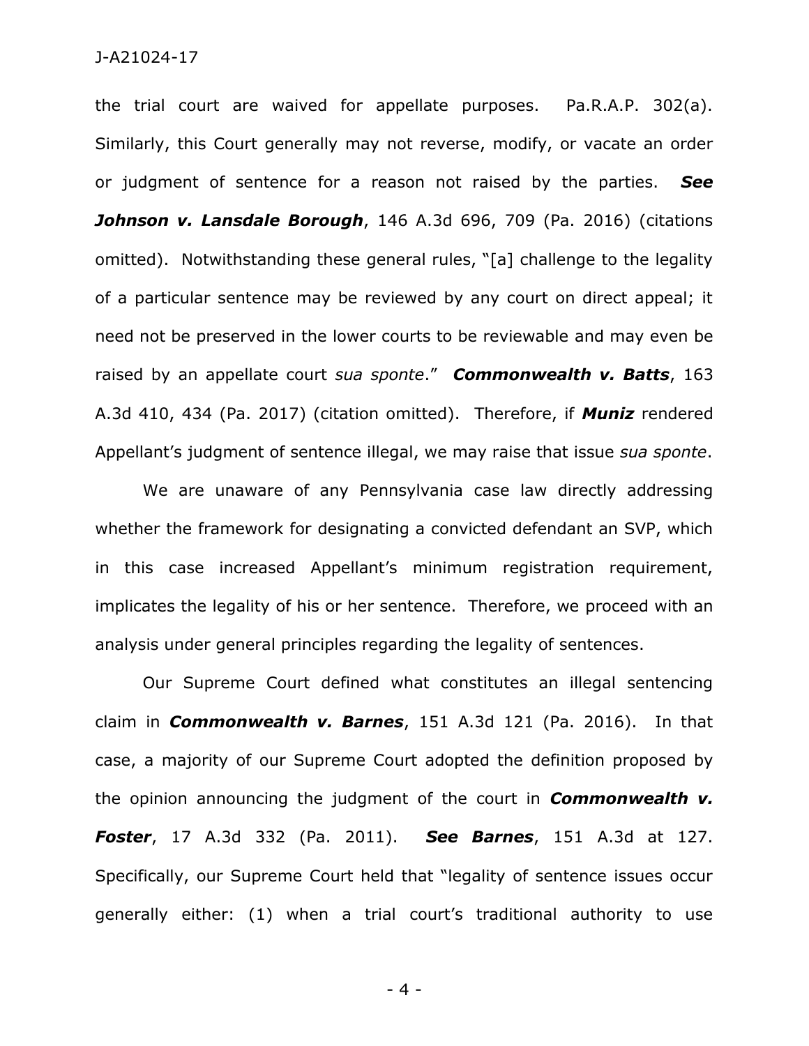the trial court are waived for appellate purposes. Pa.R.A.P. 302(a). Similarly, this Court generally may not reverse, modify, or vacate an order or judgment of sentence for a reason not raised by the parties. ***See Johnson v. Lansdale Borough***, 146 A.3d 696, 709 (Pa. 2016) (citations omitted). Notwithstanding these general rules, "[a] challenge to the legality of a particular sentence may be reviewed by any court on direct appeal; it need not be preserved in the lower courts to be reviewable and may even be raised by an appellate court *sua sponte*." ***Commonwealth v. Batts***, 163 A.3d 410, 434 (Pa. 2017) (citation omitted). Therefore, if ***Muniz*** rendered Appellant's judgment of sentence illegal, we may raise that issue *sua sponte*.

We are unaware of any Pennsylvania case law directly addressing whether the framework for designating a convicted defendant an SVP, which in this case increased Appellant's minimum registration requirement, implicates the legality of his or her sentence. Therefore, we proceed with an analysis under general principles regarding the legality of sentences.

Our Supreme Court defined what constitutes an illegal sentencing claim in ***Commonwealth v. Barnes***, 151 A.3d 121 (Pa. 2016). In that case, a majority of our Supreme Court adopted the definition proposed by the opinion announcing the judgment of the court in ***Commonwealth v. Foster***, 17 A.3d 332 (Pa. 2011). ***See Barnes***, 151 A.3d at 127. Specifically, our Supreme Court held that "legality of sentence issues occur generally either: (1) when a trial court's traditional authority to use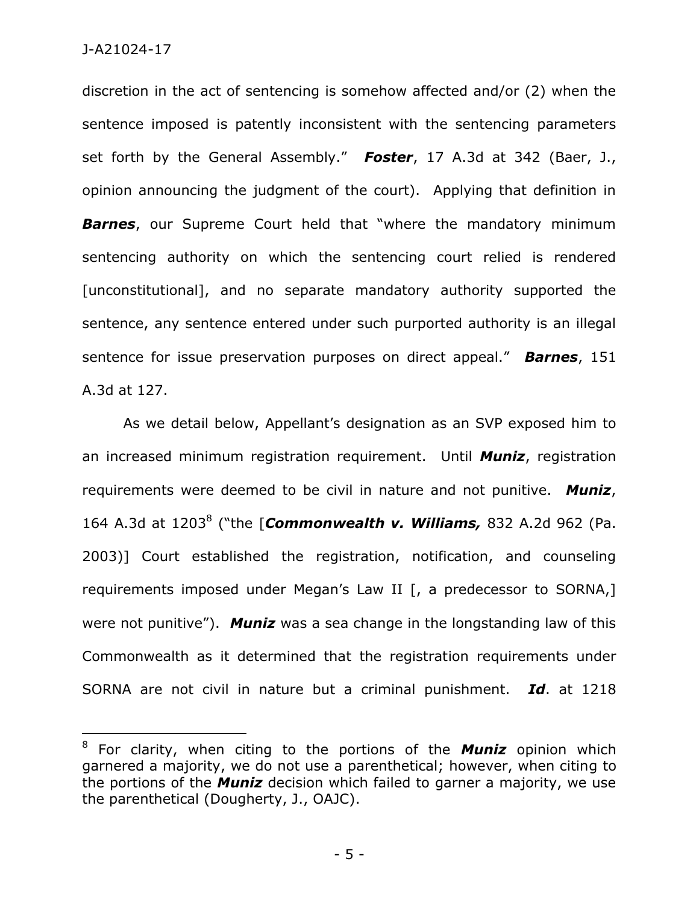discretion in the act of sentencing is somehow affected and/or (2) when the sentence imposed is patently inconsistent with the sentencing parameters set forth by the General Assembly." ***Foster***, 17 A.3d at 342 (Baer, J., opinion announcing the judgment of the court). Applying that definition in ***Barnes***, our Supreme Court held that "where the mandatory minimum sentencing authority on which the sentencing court relied is rendered [unconstitutional], and no separate mandatory authority supported the sentence, any sentence entered under such purported authority is an illegal sentence for issue preservation purposes on direct appeal." ***Barnes***, 151 A.3d at 127.

As we detail below, Appellant's designation as an SVP exposed him to an increased minimum registration requirement. Until ***Muniz***, registration requirements were deemed to be civil in nature and not punitive. ***Muniz***, 164 A.3d at 1203[8] ("the [***Commonwealth v. Williams,*** 832 A.2d 962 (Pa. 2003)] Court established the registration, notification, and counseling requirements imposed under Megan's Law II [, a predecessor to SORNA,] were not punitive"). ***Muniz*** was a sea change in the longstanding law of this Commonwealth as it determined that the registration requirements under SORNA are not civil in nature but a criminal punishment. ***Id***. at 1218

---

[8] For clarity, when citing to the portions of the ***Muniz*** opinion which garnered a majority, we do not use a parenthetical; however, when citing to the portions of the ***Muniz*** decision which failed to garner a majority, we use the parenthetical (Dougherty, J., OAJC).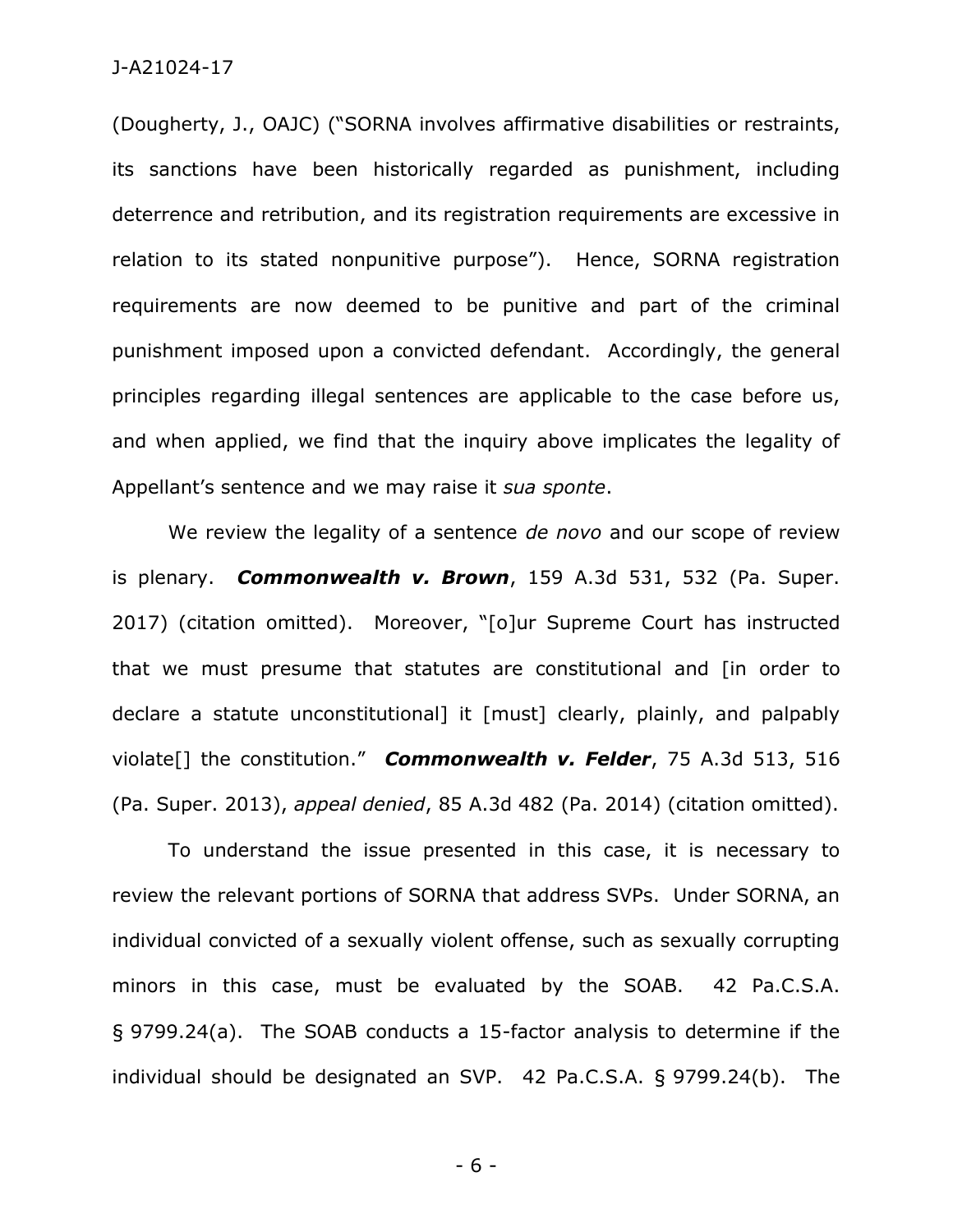(Dougherty, J., OAJC) ("SORNA involves affirmative disabilities or restraints, its sanctions have been historically regarded as punishment, including deterrence and retribution, and its registration requirements are excessive in relation to its stated nonpunitive purpose"). Hence, SORNA registration requirements are now deemed to be punitive and part of the criminal punishment imposed upon a convicted defendant. Accordingly, the general principles regarding illegal sentences are applicable to the case before us, and when applied, we find that the inquiry above implicates the legality of Appellant's sentence and we may raise it *sua sponte*.

We review the legality of a sentence *de novo* and our scope of review is plenary. ***Commonwealth v. Brown***, 159 A.3d 531, 532 (Pa. Super. 2017) (citation omitted). Moreover, "[o]ur Supreme Court has instructed that we must presume that statutes are constitutional and [in order to declare a statute unconstitutional] it [must] clearly, plainly, and palpably violate[] the constitution." ***Commonwealth v. Felder***, 75 A.3d 513, 516 (Pa. Super. 2013), *appeal denied*, 85 A.3d 482 (Pa. 2014) (citation omitted).

To understand the issue presented in this case, it is necessary to review the relevant portions of SORNA that address SVPs. Under SORNA, an individual convicted of a sexually violent offense, such as sexually corrupting minors in this case, must be evaluated by the SOAB. 42 Pa.C.S.A. § 9799.24(a). The SOAB conducts a 15-factor analysis to determine if the individual should be designated an SVP. 42 Pa.C.S.A. § 9799.24(b). The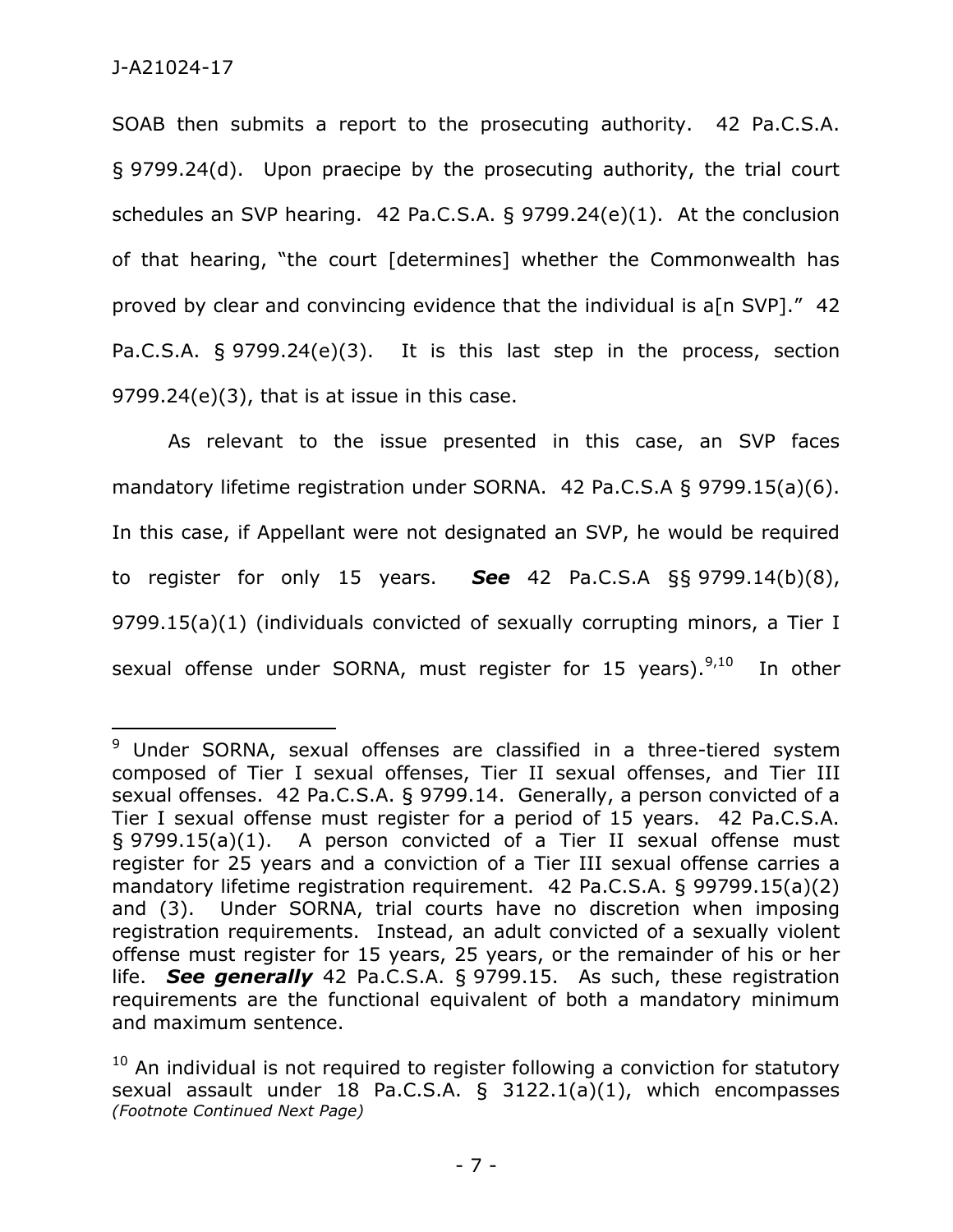SOAB then submits a report to the prosecuting authority. 42 Pa.C.S.A. § 9799.24(d). Upon praecipe by the prosecuting authority, the trial court schedules an SVP hearing. 42 Pa.C.S.A. § 9799.24(e)(1). At the conclusion of that hearing, "the court [determines] whether the Commonwealth has proved by clear and convincing evidence that the individual is a[n SVP]." 42 Pa.C.S.A. § 9799.24(e)(3). It is this last step in the process, section 9799.24(e)(3), that is at issue in this case.

As relevant to the issue presented in this case, an SVP faces mandatory lifetime registration under SORNA. 42 Pa.C.S.A § 9799.15(a)(6). In this case, if Appellant were not designated an SVP, he would be required to register for only 15 years. ***See*** 42 Pa.C.S.A §§ 9799.14(b)(8), 9799.15(a)(1) (individuals convicted of sexually corrupting minors, a Tier I sexual offense under SORNA, must register for 15 years).[9,10] In other

---

[9] Under SORNA, sexual offenses are classified in a three-tiered system composed of Tier I sexual offenses, Tier II sexual offenses, and Tier III sexual offenses. 42 Pa.C.S.A. § 9799.14. Generally, a person convicted of a Tier I sexual offense must register for a period of 15 years. 42 Pa.C.S.A. § 9799.15(a)(1). A person convicted of a Tier II sexual offense must register for 25 years and a conviction of a Tier III sexual offense carries a mandatory lifetime registration requirement. 42 Pa.C.S.A. § 99799.15(a)(2) and (3). Under SORNA, trial courts have no discretion when imposing registration requirements. Instead, an adult convicted of a sexually violent offense must register for 15 years, 25 years, or the remainder of his or her life. ***See generally*** 42 Pa.C.S.A. § 9799.15. As such, these registration requirements are the functional equivalent of both a mandatory minimum and maximum sentence.

[10] An individual is not required to register following a conviction for statutory sexual assault under 18 Pa.C.S.A. § 3122.1(a)(1), which encompasses *(Footnote Continued Next Page)*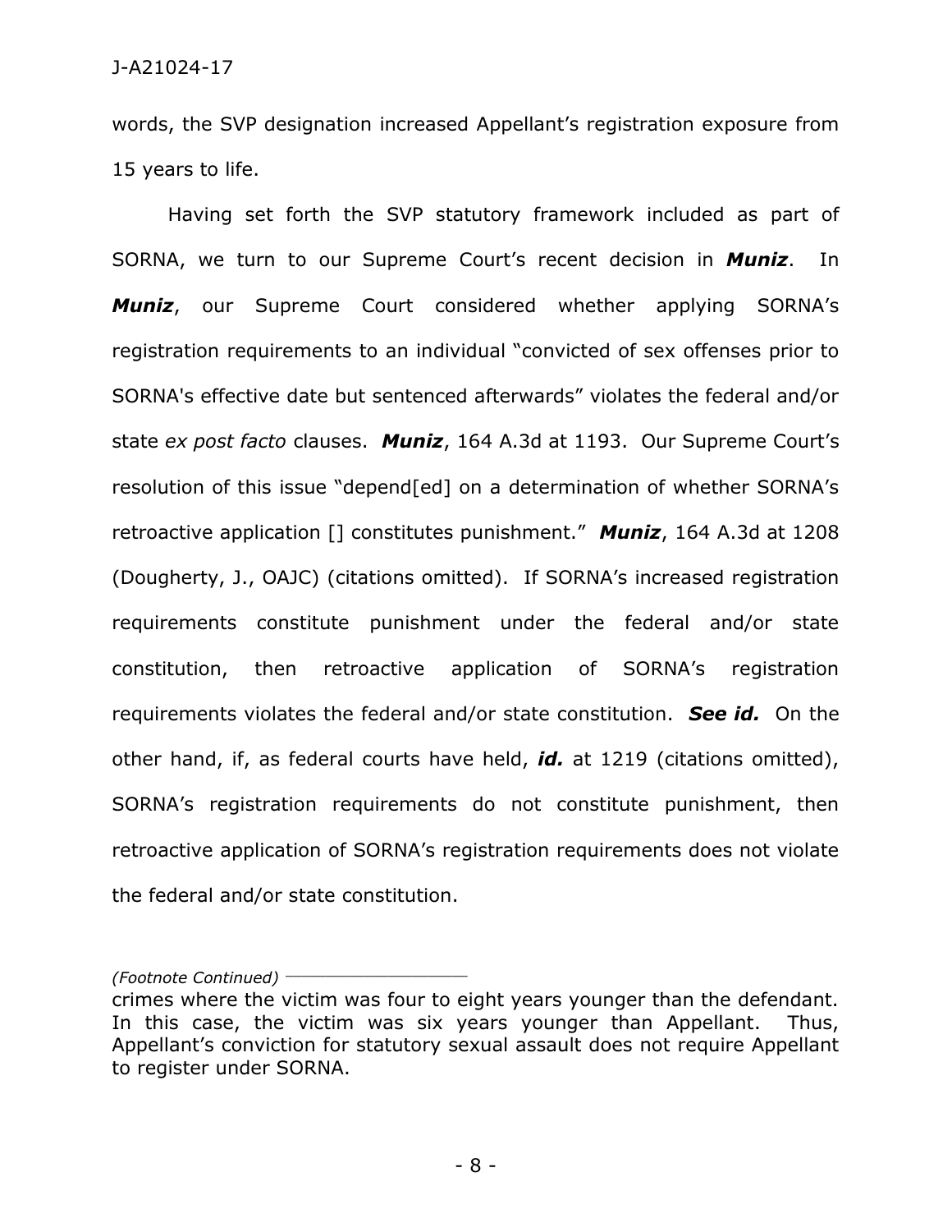words, the SVP designation increased Appellant's registration exposure from 15 years to life.

Having set forth the SVP statutory framework included as part of SORNA, we turn to our Supreme Court's recent decision in ***Muniz***. In ***Muniz***, our Supreme Court considered whether applying SORNA's registration requirements to an individual "convicted of sex offenses prior to SORNA's effective date but sentenced afterwards" violates the federal and/or state *ex post facto* clauses. ***Muniz***, 164 A.3d at 1193. Our Supreme Court's resolution of this issue "depend[ed] on a determination of whether SORNA's retroactive application [] constitutes punishment." ***Muniz***, 164 A.3d at 1208 (Dougherty, J., OAJC) (citations omitted). If SORNA's increased registration requirements constitute punishment under the federal and/or state constitution, then retroactive application of SORNA's registration requirements violates the federal and/or state constitution. ***See id.*** On the other hand, if, as federal courts have held, ***id.*** at 1219 (citations omitted), SORNA's registration requirements do not constitute punishment, then retroactive application of SORNA's registration requirements does not violate the federal and/or state constitution.

*(Footnote Continued)*

crimes where the victim was four to eight years younger than the defendant. In this case, the victim was six years younger than Appellant. Thus, Appellant's conviction for statutory sexual assault does not require Appellant to register under SORNA.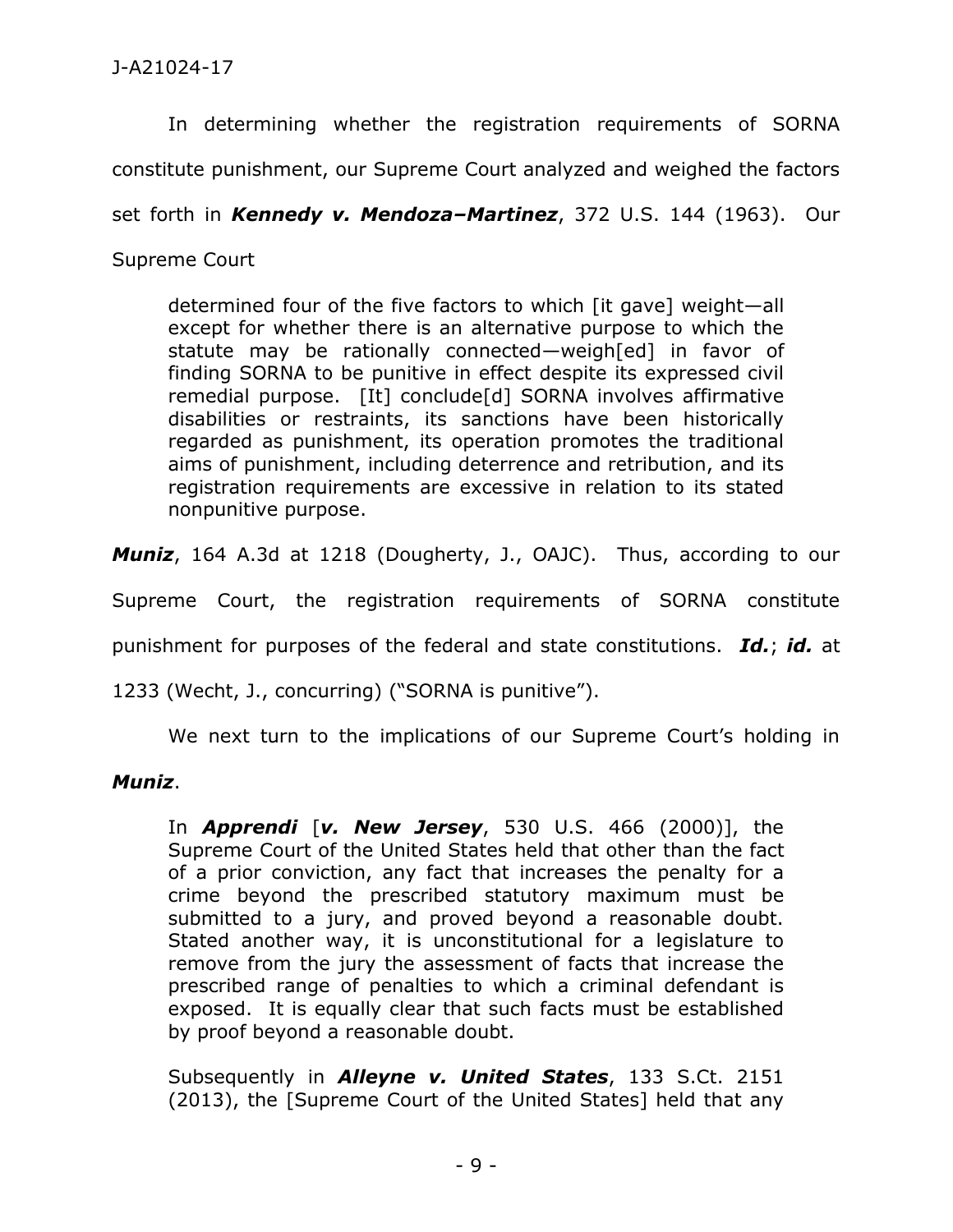In determining whether the registration requirements of SORNA constitute punishment, our Supreme Court analyzed and weighed the factors set forth in ***Kennedy v. Mendoza–Martinez***, 372 U.S. 144 (1963). Our Supreme Court

> determined four of the five factors to which [it gave] weight—all except for whether there is an alternative purpose to which the statute may be rationally connected—weigh[ed] in favor of finding SORNA to be punitive in effect despite its expressed civil remedial purpose. [It] conclude[d] SORNA involves affirmative disabilities or restraints, its sanctions have been historically regarded as punishment, its operation promotes the traditional aims of punishment, including deterrence and retribution, and its registration requirements are excessive in relation to its stated nonpunitive purpose.

***Muniz***, 164 A.3d at 1218 (Dougherty, J., OAJC). Thus, according to our Supreme Court, the registration requirements of SORNA constitute punishment for purposes of the federal and state constitutions. ***Id.***; ***id.*** at 1233 (Wecht, J., concurring) ("SORNA is punitive").

We next turn to the implications of our Supreme Court's holding in ***Muniz***.

> In ***Apprendi*** [***v. New Jersey***, 530 U.S. 466 (2000)], the Supreme Court of the United States held that other than the fact of a prior conviction, any fact that increases the penalty for a crime beyond the prescribed statutory maximum must be submitted to a jury, and proved beyond a reasonable doubt. Stated another way, it is unconstitutional for a legislature to remove from the jury the assessment of facts that increase the prescribed range of penalties to which a criminal defendant is exposed. It is equally clear that such facts must be established by proof beyond a reasonable doubt.
>
> Subsequently in ***Alleyne v. United States***, 133 S.Ct. 2151 (2013), the [Supreme Court of the United States] held that any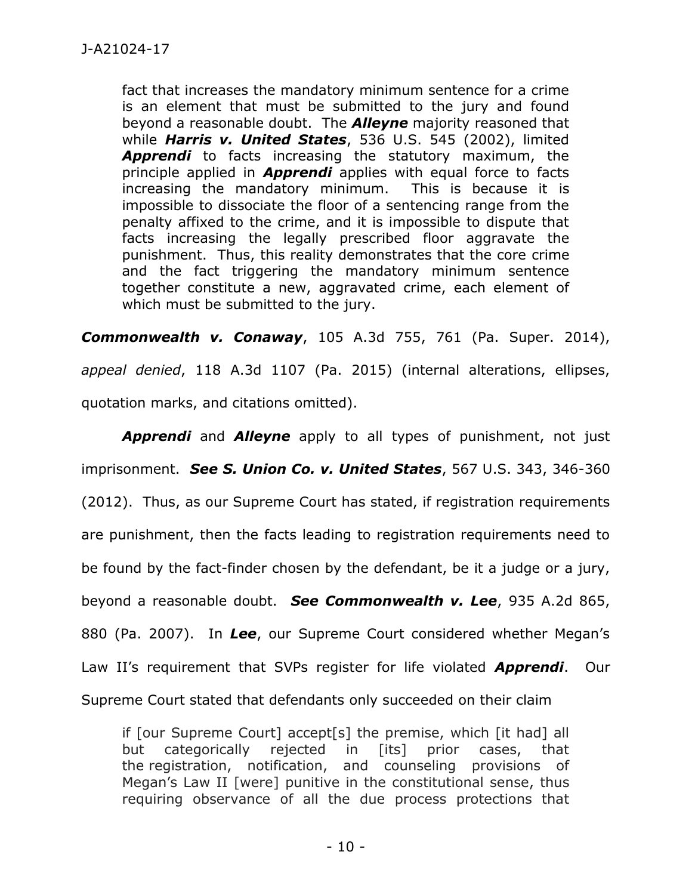> fact that increases the mandatory minimum sentence for a crime is an element that must be submitted to the jury and found beyond a reasonable doubt. The ***Alleyne*** majority reasoned that while ***Harris v. United States***, 536 U.S. 545 (2002), limited ***Apprendi*** to facts increasing the statutory maximum, the principle applied in ***Apprendi*** applies with equal force to facts increasing the mandatory minimum. This is because it is impossible to dissociate the floor of a sentencing range from the penalty affixed to the crime, and it is impossible to dispute that facts increasing the legally prescribed floor aggravate the punishment. Thus, this reality demonstrates that the core crime and the fact triggering the mandatory minimum sentence together constitute a new, aggravated crime, each element of which must be submitted to the jury.

***Commonwealth v. Conaway***, 105 A.3d 755, 761 (Pa. Super. 2014), *appeal denied*, 118 A.3d 1107 (Pa. 2015) (internal alterations, ellipses, quotation marks, and citations omitted).

***Apprendi*** and ***Alleyne*** apply to all types of punishment, not just imprisonment. ***See S. Union Co. v. United States***, 567 U.S. 343, 346-360 (2012). Thus, as our Supreme Court has stated, if registration requirements are punishment, then the facts leading to registration requirements need to be found by the fact-finder chosen by the defendant, be it a judge or a jury, beyond a reasonable doubt. ***See Commonwealth v. Lee***, 935 A.2d 865, 880 (Pa. 2007). In ***Lee***, our Supreme Court considered whether Megan's Law II's requirement that SVPs register for life violated ***Apprendi***. Our Supreme Court stated that defendants only succeeded on their claim

> if [our Supreme Court] accept[s] the premise, which [it had] all but categorically rejected in [its] prior cases, that the registration, notification, and counseling provisions of Megan's Law II [were] punitive in the constitutional sense, thus requiring observance of all the due process protections that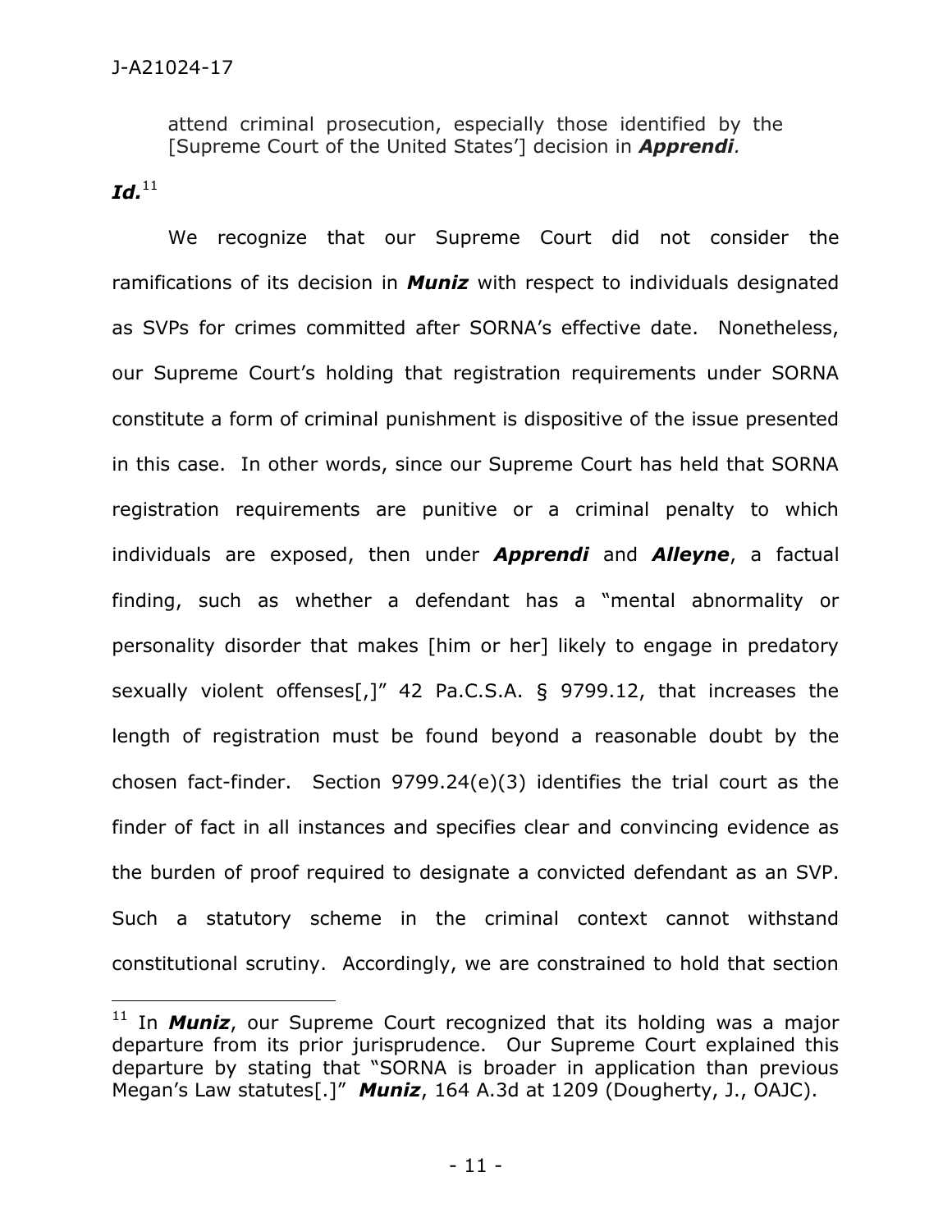> attend criminal prosecution, especially those identified by the [Supreme Court of the United States'] decision in ***Apprendi***.

***Id.***[11]

We recognize that our Supreme Court did not consider the ramifications of its decision in ***Muniz*** with respect to individuals designated as SVPs for crimes committed after SORNA's effective date. Nonetheless, our Supreme Court's holding that registration requirements under SORNA constitute a form of criminal punishment is dispositive of the issue presented in this case. In other words, since our Supreme Court has held that SORNA registration requirements are punitive or a criminal penalty to which individuals are exposed, then under ***Apprendi*** and ***Alleyne***, a factual finding, such as whether a defendant has a "mental abnormality or personality disorder that makes [him or her] likely to engage in predatory sexually violent offenses[,]" 42 Pa.C.S.A. § 9799.12, that increases the length of registration must be found beyond a reasonable doubt by the chosen fact-finder. Section 9799.24(e)(3) identifies the trial court as the finder of fact in all instances and specifies clear and convincing evidence as the burden of proof required to designate a convicted defendant as an SVP. Such a statutory scheme in the criminal context cannot withstand constitutional scrutiny. Accordingly, we are constrained to hold that section

---

[11] In ***Muniz***, our Supreme Court recognized that its holding was a major departure from its prior jurisprudence. Our Supreme Court explained this departure by stating that "SORNA is broader in application than previous Megan's Law statutes[.]" ***Muniz***, 164 A.3d at 1209 (Dougherty, J., OAJC).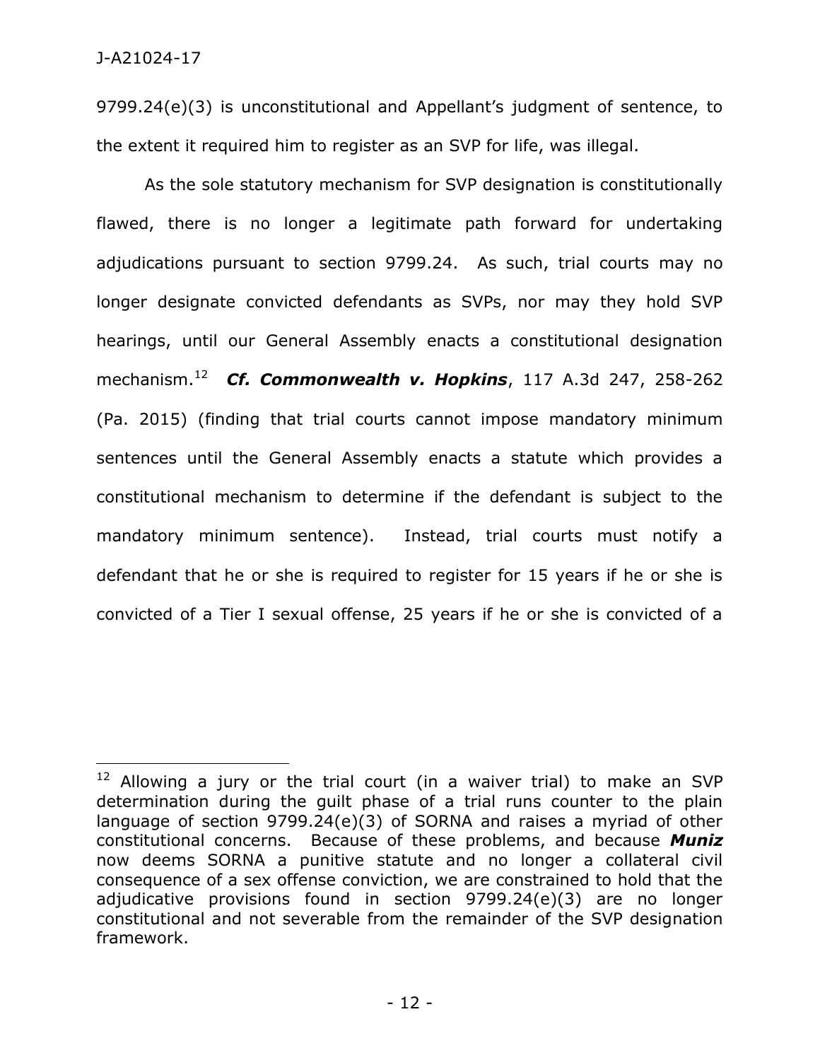9799.24(e)(3) is unconstitutional and Appellant's judgment of sentence, to the extent it required him to register as an SVP for life, was illegal.

As the sole statutory mechanism for SVP designation is constitutionally flawed, there is no longer a legitimate path forward for undertaking adjudications pursuant to section 9799.24. As such, trial courts may no longer designate convicted defendants as SVPs, nor may they hold SVP hearings, until our General Assembly enacts a constitutional designation mechanism.[12] ***Cf. Commonwealth v. Hopkins***, 117 A.3d 247, 258-262 (Pa. 2015) (finding that trial courts cannot impose mandatory minimum sentences until the General Assembly enacts a statute which provides a constitutional mechanism to determine if the defendant is subject to the mandatory minimum sentence). Instead, trial courts must notify a defendant that he or she is required to register for 15 years if he or she is convicted of a Tier I sexual offense, 25 years if he or she is convicted of a

---

[12] Allowing a jury or the trial court (in a waiver trial) to make an SVP determination during the guilt phase of a trial runs counter to the plain language of section 9799.24(e)(3) of SORNA and raises a myriad of other constitutional concerns. Because of these problems, and because ***Muniz*** now deems SORNA a punitive statute and no longer a collateral civil consequence of a sex offense conviction, we are constrained to hold that the adjudicative provisions found in section 9799.24(e)(3) are no longer constitutional and not severable from the remainder of the SVP designation framework.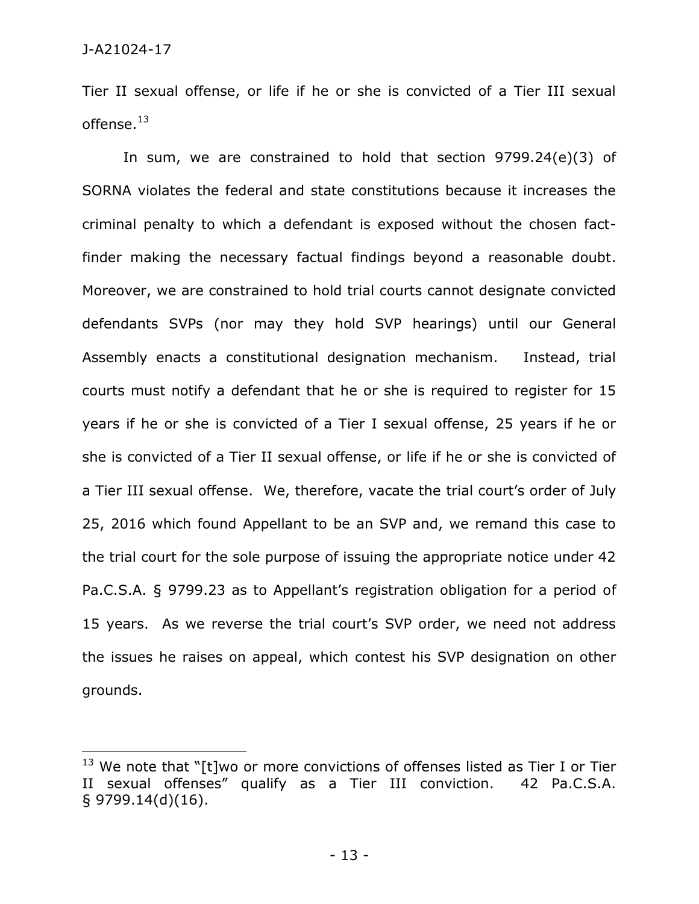Tier II sexual offense, or life if he or she is convicted of a Tier III sexual offense.[13]

In sum, we are constrained to hold that section 9799.24(e)(3) of SORNA violates the federal and state constitutions because it increases the criminal penalty to which a defendant is exposed without the chosen fact-finder making the necessary factual findings beyond a reasonable doubt. Moreover, we are constrained to hold trial courts cannot designate convicted defendants SVPs (nor may they hold SVP hearings) until our General Assembly enacts a constitutional designation mechanism. Instead, trial courts must notify a defendant that he or she is required to register for 15 years if he or she is convicted of a Tier I sexual offense, 25 years if he or she is convicted of a Tier II sexual offense, or life if he or she is convicted of a Tier III sexual offense. We, therefore, vacate the trial court's order of July 25, 2016 which found Appellant to be an SVP and, we remand this case to the trial court for the sole purpose of issuing the appropriate notice under 42 Pa.C.S.A. § 9799.23 as to Appellant's registration obligation for a period of 15 years. As we reverse the trial court's SVP order, we need not address the issues he raises on appeal, which contest his SVP designation on other grounds.

---

[13] We note that "[t]wo or more convictions of offenses listed as Tier I or Tier II sexual offenses" qualify as a Tier III conviction. 42 Pa.C.S.A. § 9799.14(d)(16).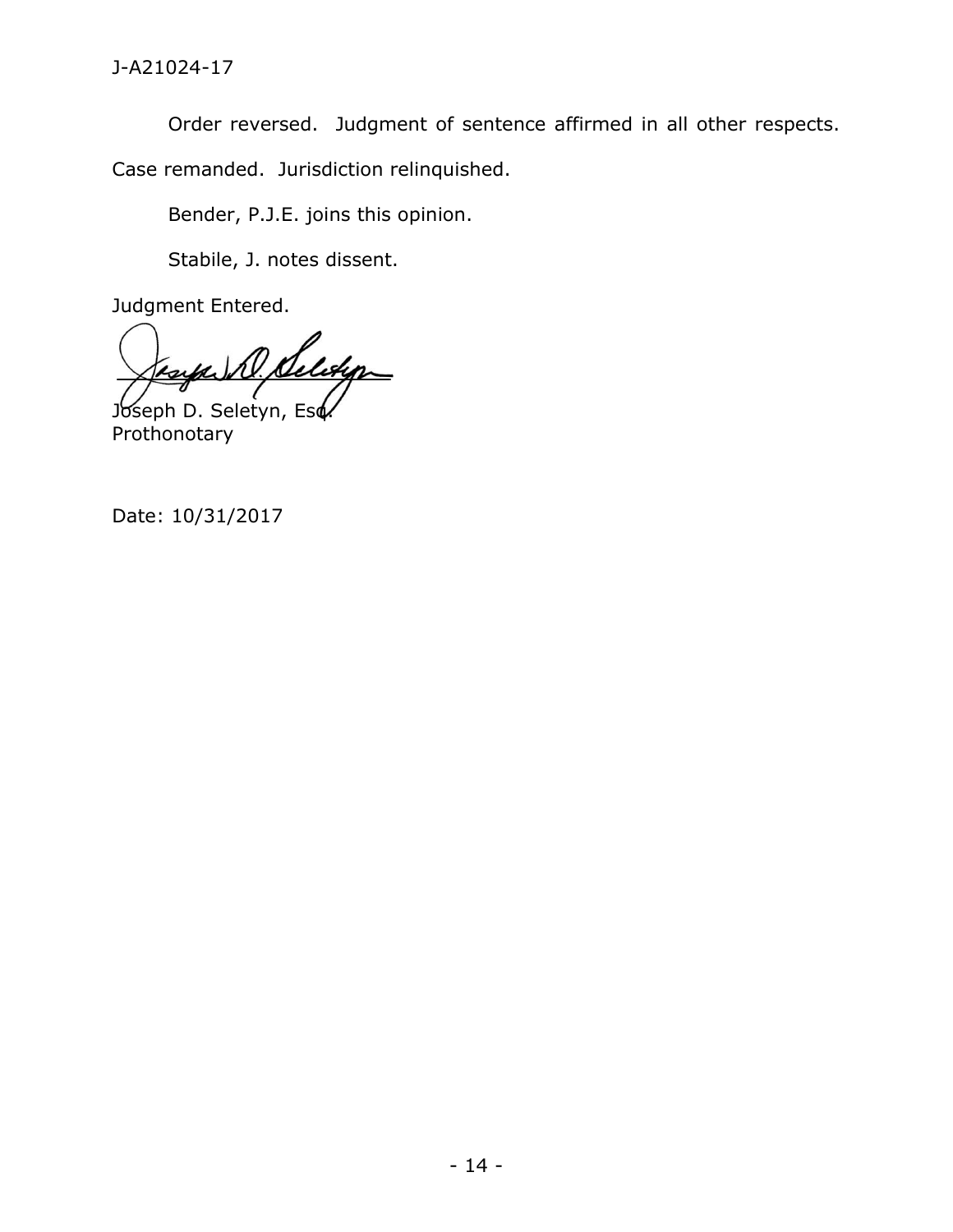Order reversed. Judgment of sentence affirmed in all other respects. Case remanded. Jurisdiction relinquished.

Bender, P.J.E. joins this opinion.

Stabile, J. notes dissent.

Judgment Entered.

Joseph D. Seletyn, Esq.
Prothonotary

Date: 10/31/2017